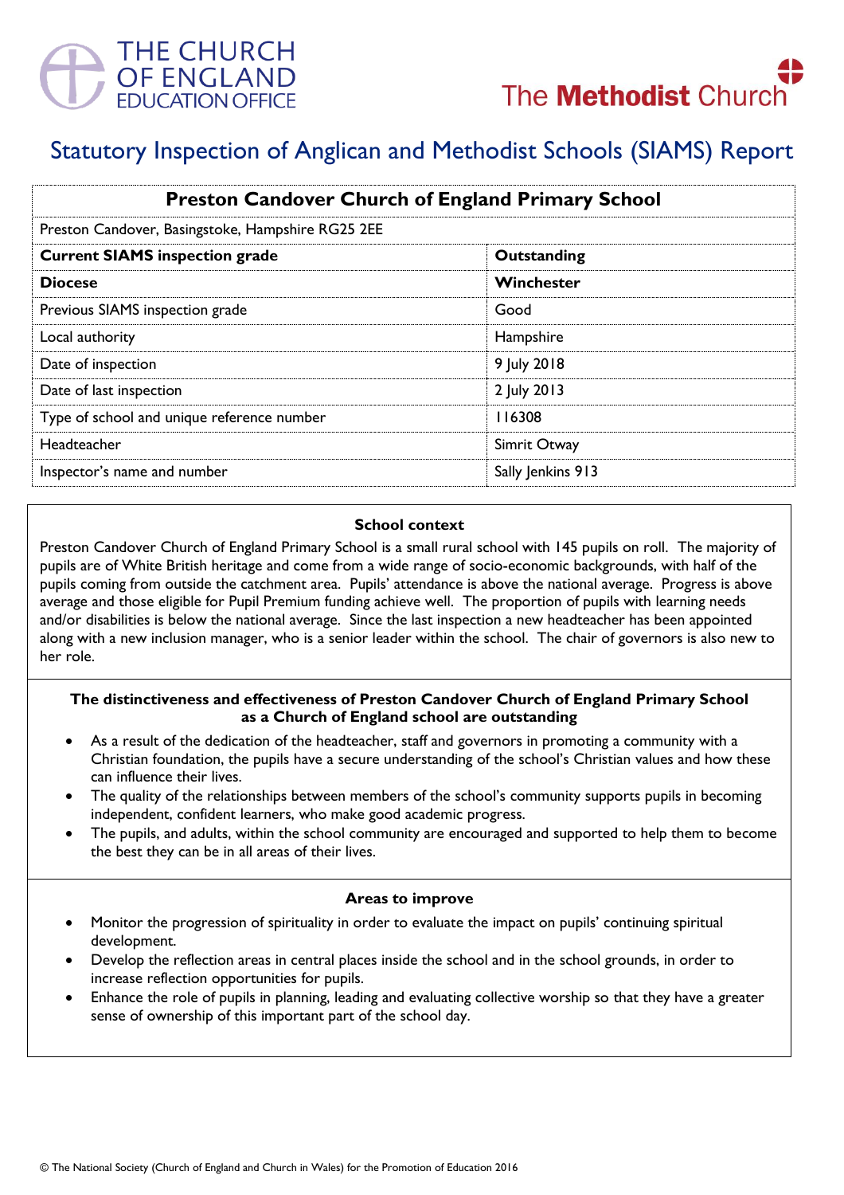THE CHURCH OF ENGLAND EDUCATION OFFICE

The Methodist Church

# Statutory Inspection of Anglican and Methodist Schools (SIAMS) Report

| Preston Candover Church of England Primary School | |
|---|---|
| Preston Candover, Basingstoke, Hampshire RG25 2EE | |
| **Current SIAMS inspection grade** | **Outstanding** |
| **Diocese** | **Winchester** |
| Previous SIAMS inspection grade | Good |
| Local authority | Hampshire |
| Date of inspection | 9 July 2018 |
| Date of last inspection | 2 July 2013 |
| Type of school and unique reference number | 116308 |
| Headteacher | Simrit Otway |
| Inspector's name and number | Sally Jenkins 913 |

### School context

Preston Candover Church of England Primary School is a small rural school with 145 pupils on roll. The majority of pupils are of White British heritage and come from a wide range of socio-economic backgrounds, with half of the pupils coming from outside the catchment area. Pupils' attendance is above the national average. Progress is above average and those eligible for Pupil Premium funding achieve well. The proportion of pupils with learning needs and/or disabilities is below the national average. Since the last inspection a new headteacher has been appointed along with a new inclusion manager, who is a senior leader within the school. The chair of governors is also new to her role.

### The distinctiveness and effectiveness of Preston Candover Church of England Primary School as a Church of England school are outstanding

- As a result of the dedication of the headteacher, staff and governors in promoting a community with a Christian foundation, the pupils have a secure understanding of the school's Christian values and how these can influence their lives.
- The quality of the relationships between members of the school's community supports pupils in becoming independent, confident learners, who make good academic progress.
- The pupils, and adults, within the school community are encouraged and supported to help them to become the best they can be in all areas of their lives.

### Areas to improve

- Monitor the progression of spirituality in order to evaluate the impact on pupils' continuing spiritual development.
- Develop the reflection areas in central places inside the school and in the school grounds, in order to increase reflection opportunities for pupils.
- Enhance the role of pupils in planning, leading and evaluating collective worship so that they have a greater sense of ownership of this important part of the school day.

© The National Society (Church of England and Church in Wales) for the Promotion of Education 2016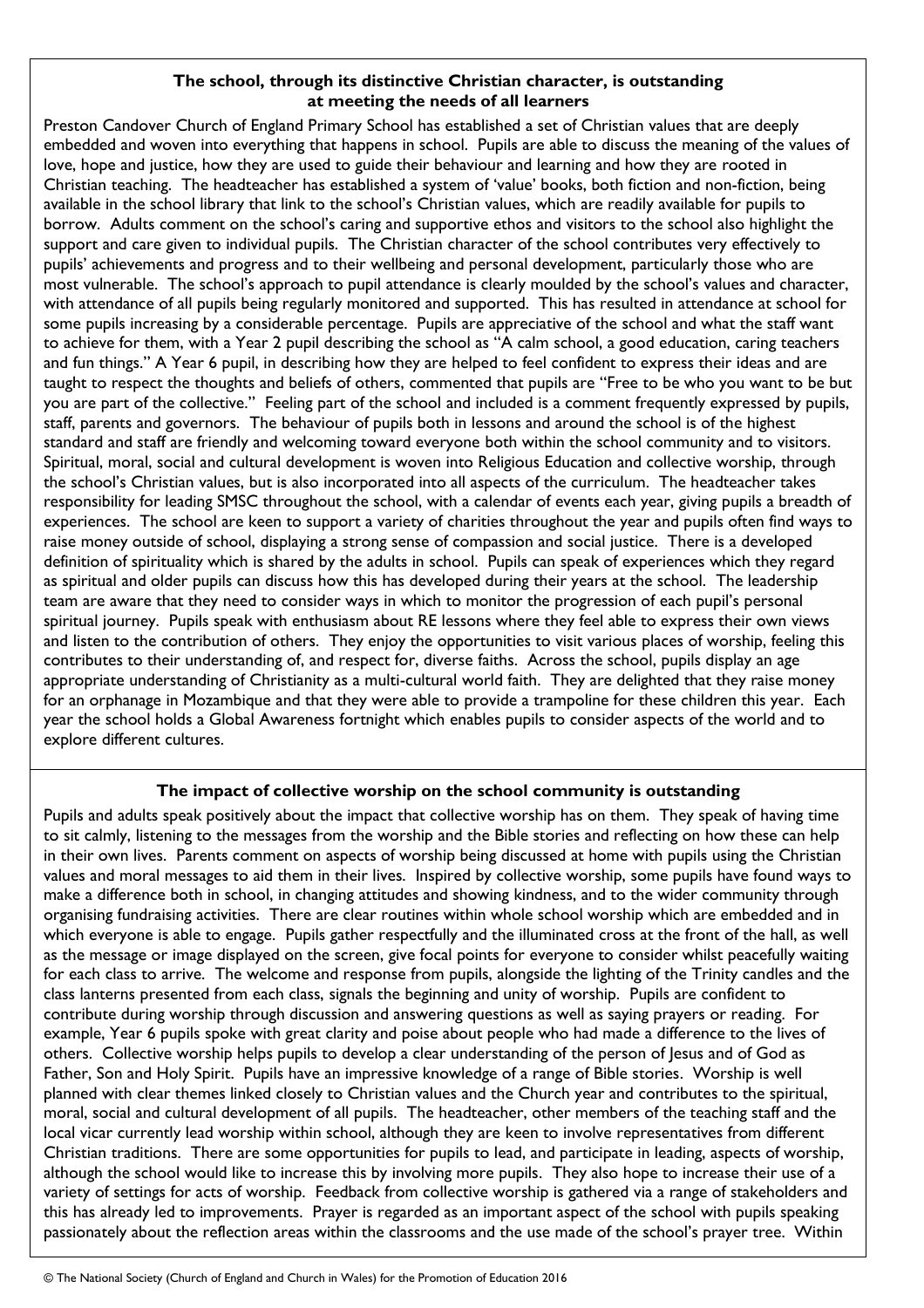### The school, through its distinctive Christian character, is outstanding at meeting the needs of all learners

Preston Candover Church of England Primary School has established a set of Christian values that are deeply embedded and woven into everything that happens in school. Pupils are able to discuss the meaning of the values of love, hope and justice, how they are used to guide their behaviour and learning and how they are rooted in Christian teaching. The headteacher has established a system of 'value' books, both fiction and non-fiction, being available in the school library that link to the school's Christian values, which are readily available for pupils to borrow. Adults comment on the school's caring and supportive ethos and visitors to the school also highlight the support and care given to individual pupils. The Christian character of the school contributes very effectively to pupils' achievements and progress and to their wellbeing and personal development, particularly those who are most vulnerable. The school's approach to pupil attendance is clearly moulded by the school's values and character, with attendance of all pupils being regularly monitored and supported. This has resulted in attendance at school for some pupils increasing by a considerable percentage. Pupils are appreciative of the school and what the staff want to achieve for them, with a Year 2 pupil describing the school as "A calm school, a good education, caring teachers and fun things." A Year 6 pupil, in describing how they are helped to feel confident to express their ideas and are taught to respect the thoughts and beliefs of others, commented that pupils are "Free to be who you want to be but you are part of the collective." Feeling part of the school and included is a comment frequently expressed by pupils, staff, parents and governors. The behaviour of pupils both in lessons and around the school is of the highest standard and staff are friendly and welcoming toward everyone both within the school community and to visitors. Spiritual, moral, social and cultural development is woven into Religious Education and collective worship, through the school's Christian values, but is also incorporated into all aspects of the curriculum. The headteacher takes responsibility for leading SMSC throughout the school, with a calendar of events each year, giving pupils a breadth of experiences. The school are keen to support a variety of charities throughout the year and pupils often find ways to raise money outside of school, displaying a strong sense of compassion and social justice. There is a developed definition of spirituality which is shared by the adults in school. Pupils can speak of experiences which they regard as spiritual and older pupils can discuss how this has developed during their years at the school. The leadership team are aware that they need to consider ways in which to monitor the progression of each pupil's personal spiritual journey. Pupils speak with enthusiasm about RE lessons where they feel able to express their own views and listen to the contribution of others. They enjoy the opportunities to visit various places of worship, feeling this contributes to their understanding of, and respect for, diverse faiths. Across the school, pupils display an age appropriate understanding of Christianity as a multi-cultural world faith. They are delighted that they raise money for an orphanage in Mozambique and that they were able to provide a trampoline for these children this year. Each year the school holds a Global Awareness fortnight which enables pupils to consider aspects of the world and to explore different cultures.

### The impact of collective worship on the school community is outstanding

Pupils and adults speak positively about the impact that collective worship has on them. They speak of having time to sit calmly, listening to the messages from the worship and the Bible stories and reflecting on how these can help in their own lives. Parents comment on aspects of worship being discussed at home with pupils using the Christian values and moral messages to aid them in their lives. Inspired by collective worship, some pupils have found ways to make a difference both in school, in changing attitudes and showing kindness, and to the wider community through organising fundraising activities. There are clear routines within whole school worship which are embedded and in which everyone is able to engage. Pupils gather respectfully and the illuminated cross at the front of the hall, as well as the message or image displayed on the screen, give focal points for everyone to consider whilst peacefully waiting for each class to arrive. The welcome and response from pupils, alongside the lighting of the Trinity candles and the class lanterns presented from each class, signals the beginning and unity of worship. Pupils are confident to contribute during worship through discussion and answering questions as well as saying prayers or reading. For example, Year 6 pupils spoke with great clarity and poise about people who had made a difference to the lives of others. Collective worship helps pupils to develop a clear understanding of the person of Jesus and of God as Father, Son and Holy Spirit. Pupils have an impressive knowledge of a range of Bible stories. Worship is well planned with clear themes linked closely to Christian values and the Church year and contributes to the spiritual, moral, social and cultural development of all pupils. The headteacher, other members of the teaching staff and the local vicar currently lead worship within school, although they are keen to involve representatives from different Christian traditions. There are some opportunities for pupils to lead, and participate in leading, aspects of worship, although the school would like to increase this by involving more pupils. They also hope to increase their use of a variety of settings for acts of worship. Feedback from collective worship is gathered via a range of stakeholders and this has already led to improvements. Prayer is regarded as an important aspect of the school with pupils speaking passionately about the reflection areas within the classrooms and the use made of the school's prayer tree. Within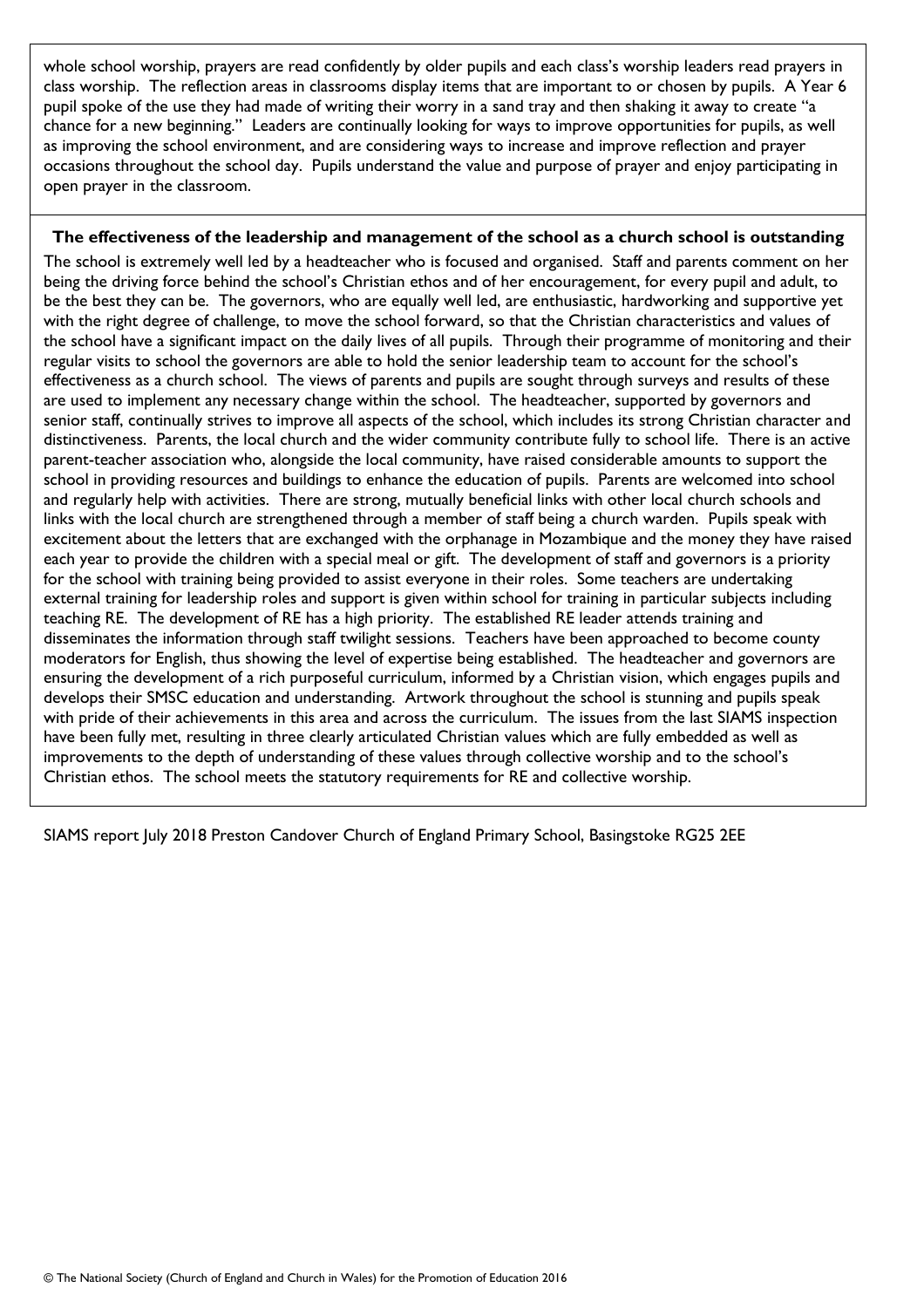whole school worship, prayers are read confidently by older pupils and each class's worship leaders read prayers in class worship. The reflection areas in classrooms display items that are important to or chosen by pupils. A Year 6 pupil spoke of the use they had made of writing their worry in a sand tray and then shaking it away to create "a chance for a new beginning." Leaders are continually looking for ways to improve opportunities for pupils, as well as improving the school environment, and are considering ways to increase and improve reflection and prayer occasions throughout the school day. Pupils understand the value and purpose of prayer and enjoy participating in open prayer in the classroom.

**The effectiveness of the leadership and management of the school as a church school is outstanding**

The school is extremely well led by a headteacher who is focused and organised. Staff and parents comment on her being the driving force behind the school's Christian ethos and of her encouragement, for every pupil and adult, to be the best they can be. The governors, who are equally well led, are enthusiastic, hardworking and supportive yet with the right degree of challenge, to move the school forward, so that the Christian characteristics and values of the school have a significant impact on the daily lives of all pupils. Through their programme of monitoring and their regular visits to school the governors are able to hold the senior leadership team to account for the school's effectiveness as a church school. The views of parents and pupils are sought through surveys and results of these are used to implement any necessary change within the school. The headteacher, supported by governors and senior staff, continually strives to improve all aspects of the school, which includes its strong Christian character and distinctiveness. Parents, the local church and the wider community contribute fully to school life. There is an active parent-teacher association who, alongside the local community, have raised considerable amounts to support the school in providing resources and buildings to enhance the education of pupils. Parents are welcomed into school and regularly help with activities. There are strong, mutually beneficial links with other local church schools and links with the local church are strengthened through a member of staff being a church warden. Pupils speak with excitement about the letters that are exchanged with the orphanage in Mozambique and the money they have raised each year to provide the children with a special meal or gift. The development of staff and governors is a priority for the school with training being provided to assist everyone in their roles. Some teachers are undertaking external training for leadership roles and support is given within school for training in particular subjects including teaching RE. The development of RE has a high priority. The established RE leader attends training and disseminates the information through staff twilight sessions. Teachers have been approached to become county moderators for English, thus showing the level of expertise being established. The headteacher and governors are ensuring the development of a rich purposeful curriculum, informed by a Christian vision, which engages pupils and develops their SMSC education and understanding. Artwork throughout the school is stunning and pupils speak with pride of their achievements in this area and across the curriculum. The issues from the last SIAMS inspection have been fully met, resulting in three clearly articulated Christian values which are fully embedded as well as improvements to the depth of understanding of these values through collective worship and to the school's Christian ethos. The school meets the statutory requirements for RE and collective worship.

SIAMS report July 2018 Preston Candover Church of England Primary School, Basingstoke RG25 2EE